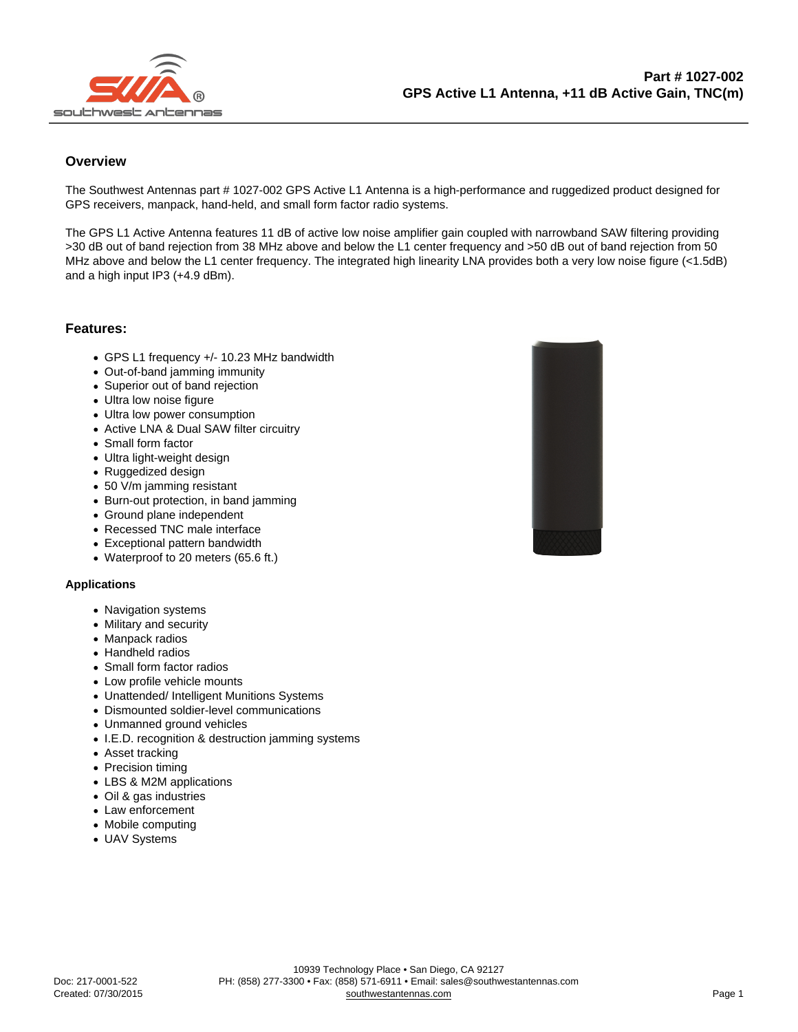# Part # 1027-002
## GPS Active L1 Antenna, +11 dB Active Gain, TNC(m)

### Overview

The Southwest Antennas part # 1027-002 GPS Active L1 Antenna is a high-performance and ruggedized product designed for GPS receivers, manpack, hand-held, and small form factor radio systems.

The GPS L1 Active Antenna features 11 dB of active low noise amplifier gain coupled with narrowband SAW filtering providing >30 dB out of band rejection from 38 MHz above and below the L1 center frequency and >50 dB out of band rejection from 50 MHz above and below the L1 center frequency. The integrated high linearity LNA provides both a very low noise figure (<1.5dB) and a high input IP3 (+4.9 dBm).

### Features:

- GPS L1 frequency +/- 10.23 MHz bandwidth
- Out-of-band jamming immunity
- Superior out of band rejection
- Ultra low noise figure
- Ultra low power consumption
- Active LNA & Dual SAW filter circuitry
- Small form factor
- Ultra light-weight design
- Ruggedized design
- 50 V/m jamming resistant
- Burn-out protection, in band jamming
- Ground plane independent
- Recessed TNC male interface
- Exceptional pattern bandwidth
- Waterproof to 20 meters (65.6 ft.)

#### Applications

- Navigation systems
- Military and security
- Manpack radios
- Handheld radios
- Small form factor radios
- Low profile vehicle mounts
- Unattended/ Intelligent Munitions Systems
- Dismounted soldier-level communications
- Unmanned ground vehicles
- I.E.D. recognition & destruction jamming systems
- Asset tracking
- Precision timing
- LBS & M2M applications
- Oil & gas industries
- Law enforcement
- Mobile computing
- UAV Systems

Doc: 217-0001-522
Created: 07/30/2015

10939 Technology Place • San Diego, CA 92127
PH: (858) 277-3300 • Fax: (858) 571-6911 • Email: sales@southwestantennas.com
southwestantennas.com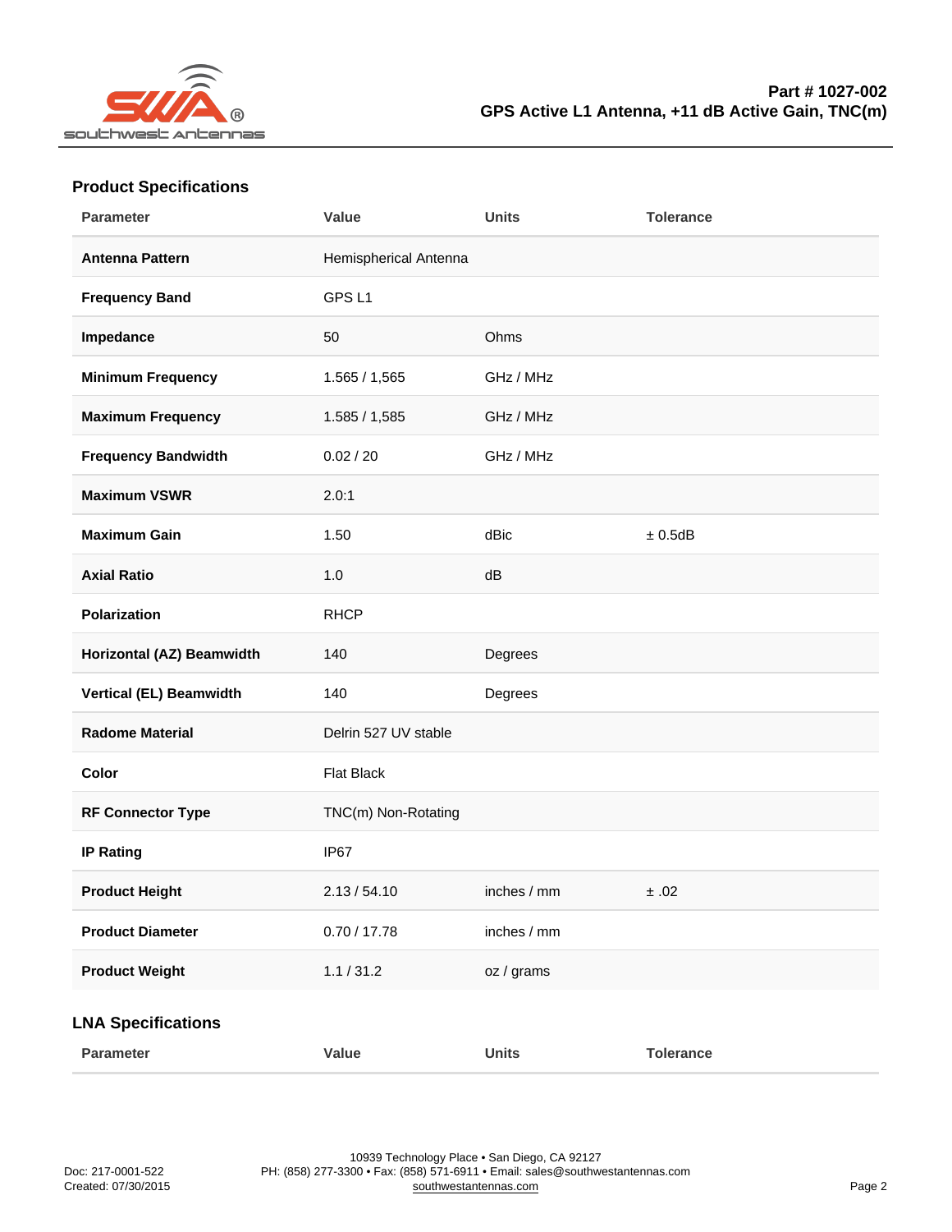## Product Specifications

| Parameter | Value | Units | Tolerance |
|---|---|---|---|
| **Antenna Pattern** | Hemispherical Antenna | | |
| **Frequency Band** | GPS L1 | | |
| **Impedance** | 50 | Ohms | |
| **Minimum Frequency** | 1.565 / 1,565 | GHz / MHz | |
| **Maximum Frequency** | 1.585 / 1,585 | GHz / MHz | |
| **Frequency Bandwidth** | 0.02 / 20 | GHz / MHz | |
| **Maximum VSWR** | 2.0:1 | | |
| **Maximum Gain** | 1.50 | dBic | ± 0.5dB |
| **Axial Ratio** | 1.0 | dB | |
| **Polarization** | RHCP | | |
| **Horizontal (AZ) Beamwidth** | 140 | Degrees | |
| **Vertical (EL) Beamwidth** | 140 | Degrees | |
| **Radome Material** | Delrin 527 UV stable | | |
| **Color** | Flat Black | | |
| **RF Connector Type** | TNC(m) Non-Rotating | | |
| **IP Rating** | IP67 | | |
| **Product Height** | 2.13 / 54.10 | inches / mm | ± .02 |
| **Product Diameter** | 0.70 / 17.78 | inches / mm | |
| **Product Weight** | 1.1 / 31.2 | oz / grams | |

## LNA Specifications

| Parameter | Value | Units | Tolerance |
|---|---|---|---|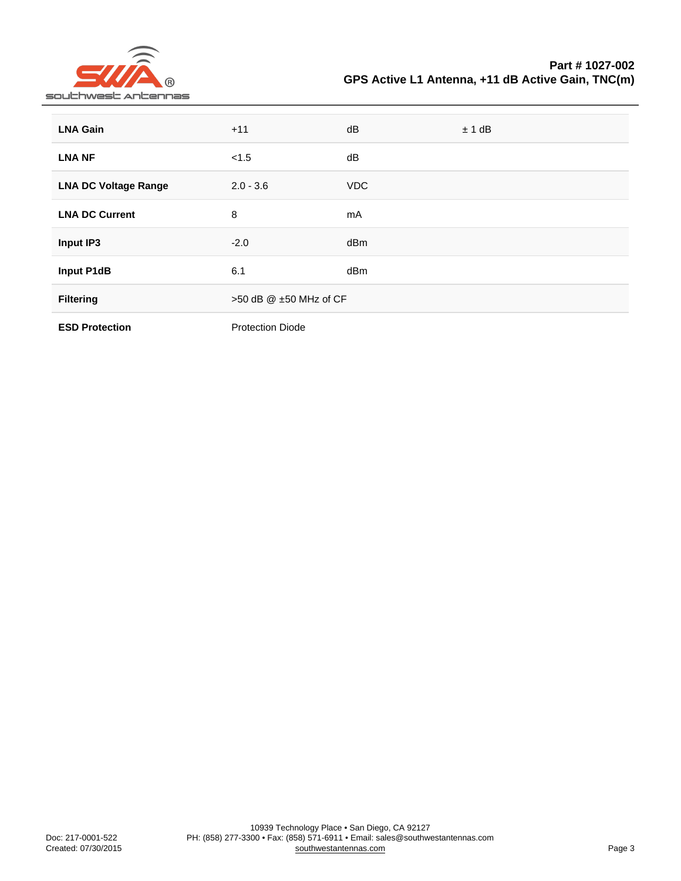| LNA Gain | +11 | dB | ± 1 dB |
|---|---|---|---|
| LNA NF | <1.5 | dB | |
| LNA DC Voltage Range | 2.0 - 3.6 | VDC | |
| LNA DC Current | 8 | mA | |
| Input IP3 | -2.0 | dBm | |
| Input P1dB | 6.1 | dBm | |
| Filtering | >50 dB @ ±50 MHz of CF | | |
| ESD Protection | Protection Diode | | |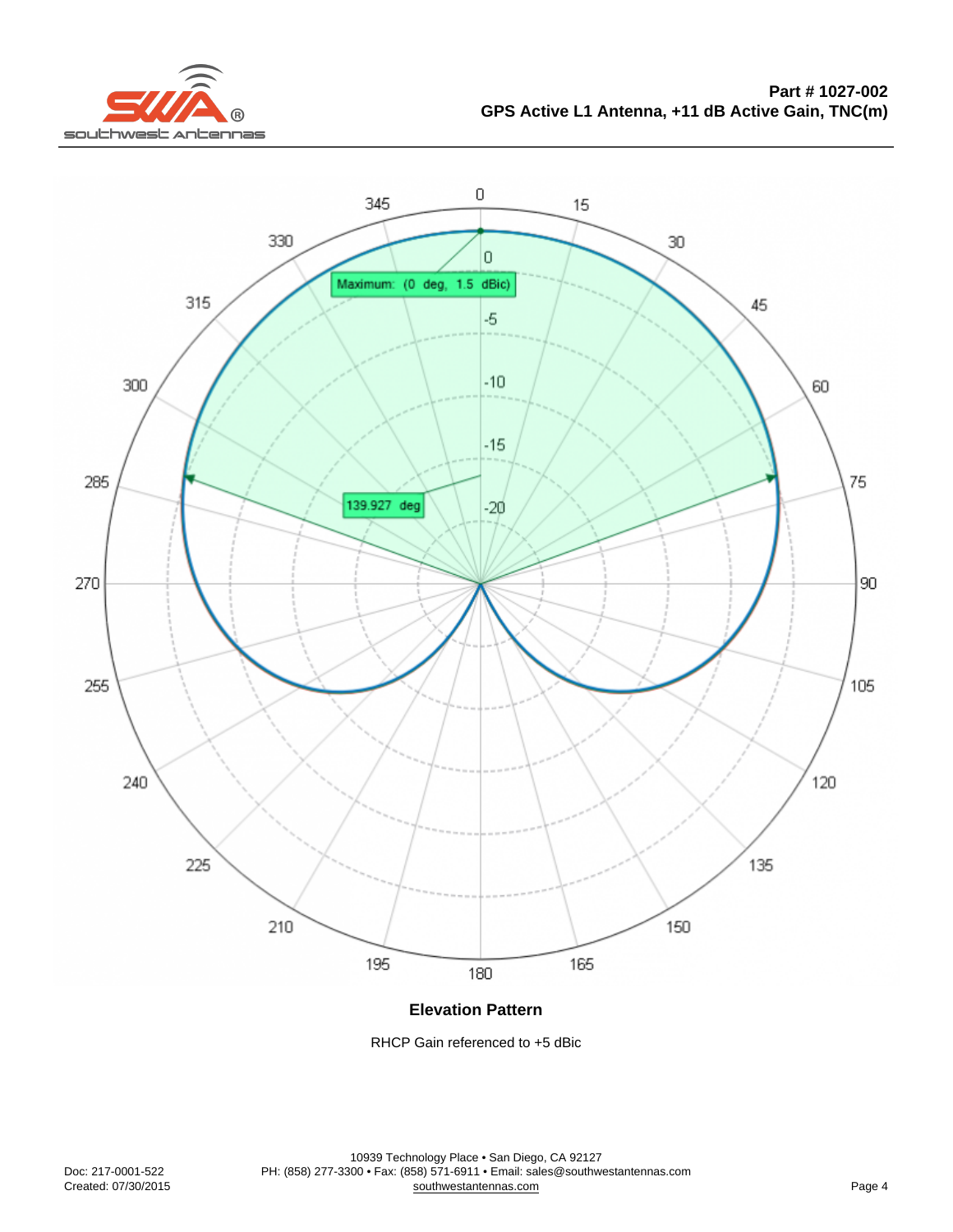Maximum: (0 deg, 1.5 dBic)

139.927 deg

**Elevation Pattern**

RHCP Gain referenced to +5 dBic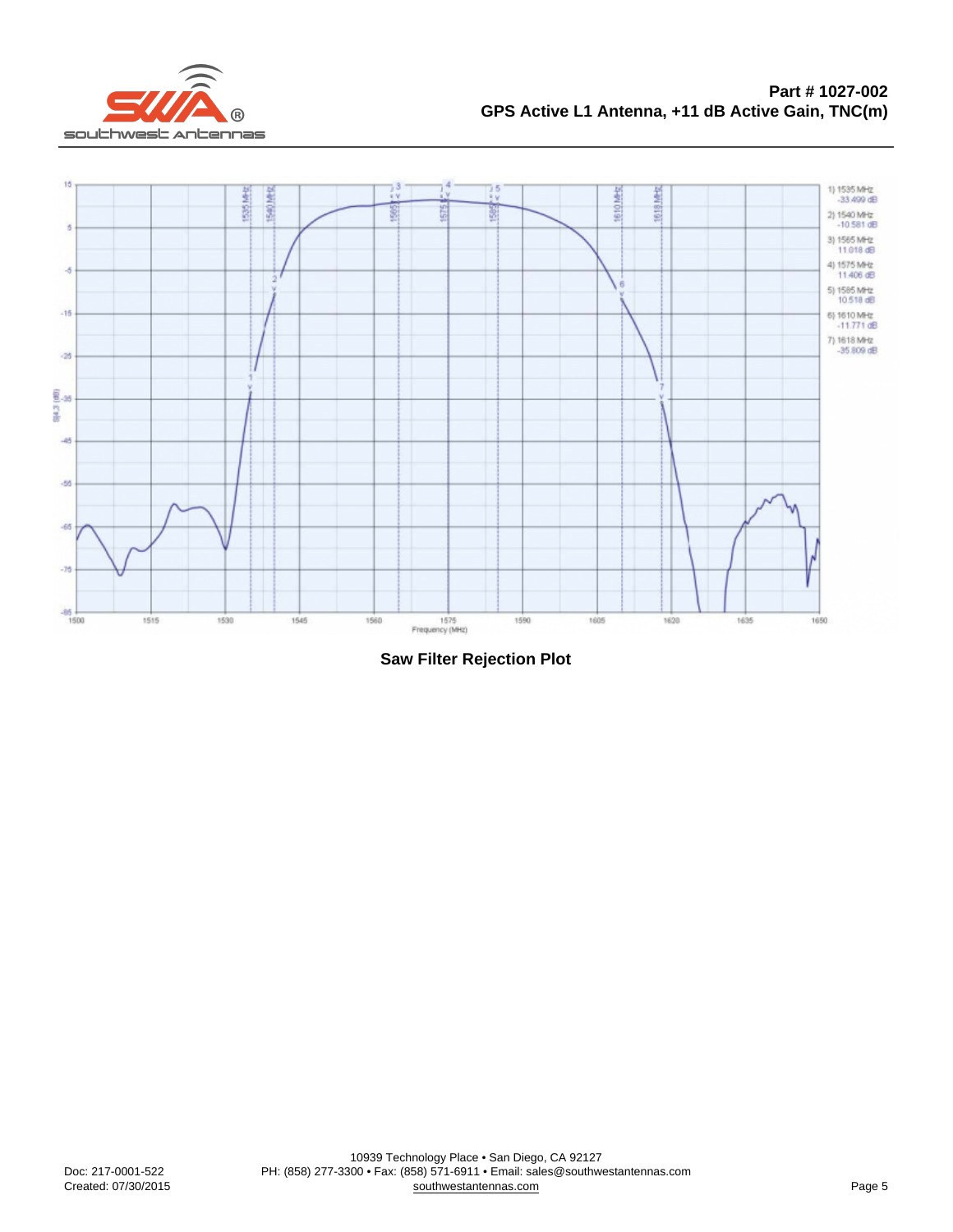**Part # 1027-002**
**GPS Active L1 Antenna, +11 dB Active Gain, TNC(m)**

| Marker | Frequency | Value |
|---|---|---|
| 1) | 1535 MHz | -33.499 dB |
| 2) | 1540 MHz | -10.581 dB |
| 3) | 1565 MHz | 11.018 dB |
| 4) | 1575 MHz | 11.406 dB |
| 5) | 1585 MHz | 10.518 dB |
| 6) | 1610 MHz | -11.771 dB |
| 7) | 1618 MHz | -35.809 dB |

**Saw Filter Rejection Plot**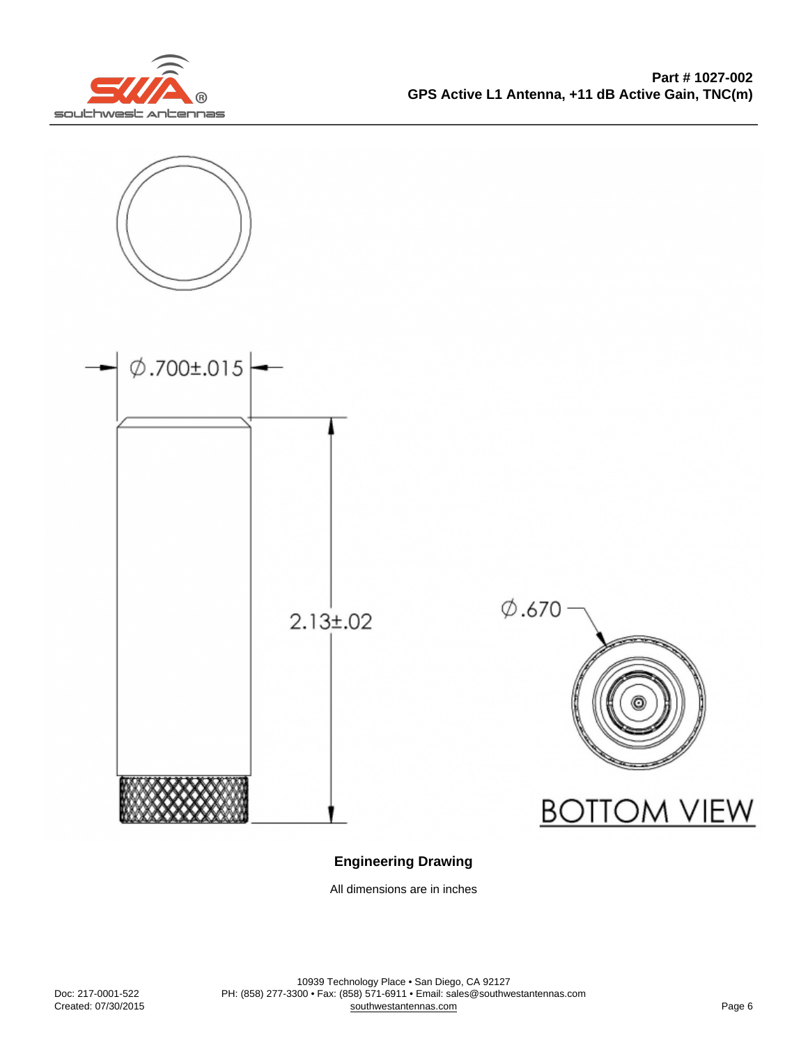**Part # 1027-002**
**GPS Active L1 Antenna, +11 dB Active Gain, TNC(m)**

Ø.700±.015

2.13±.02

Ø.670

BOTTOM VIEW

**Engineering Drawing**

All dimensions are in inches

Doc: 217-0001-522
Created: 07/30/2015

10939 Technology Place • San Diego, CA 92127
PH: (858) 277-3300 • Fax: (858) 571-6911 • Email: sales@southwestantennas.com
southwestantennas.com